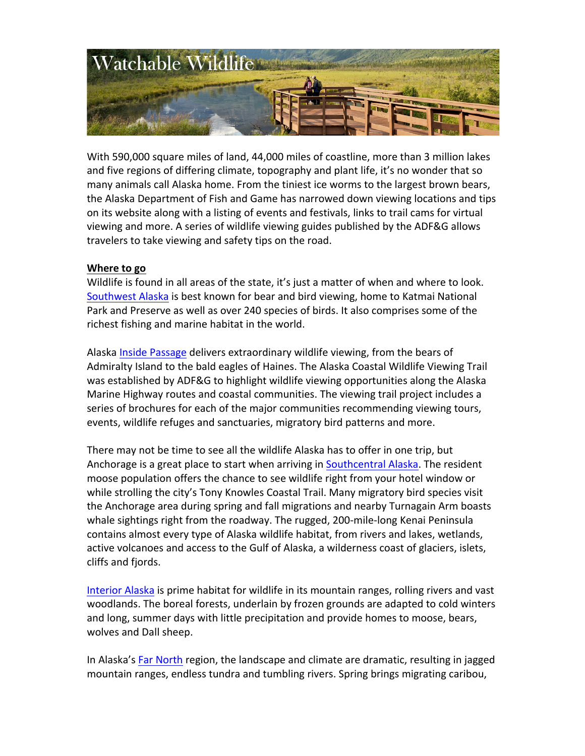# Watchable Wildlife

With 590,000 square miles of land, 44,000 miles of coastline, more than 3 million lakes and five regions of differing climate, topography and plant life, it's no wonder that so many animals call Alaska home. From the tiniest ice worms to the largest brown bears, the Alaska Department of Fish and Game has narrowed down viewing locations and tips on its website along with a listing of events and festivals, links to trail cams for virtual viewing and more. A series of wildlife viewing guides published by the ADF&G allows travelers to take viewing and safety tips on the road.

**Where to go**

Wildlife is found in all areas of the state, it's just a matter of when and where to look. Southwest Alaska is best known for bear and bird viewing, home to Katmai National Park and Preserve as well as over 240 species of birds. It also comprises some of the richest fishing and marine habitat in the world.

Alaska Inside Passage delivers extraordinary wildlife viewing, from the bears of Admiralty Island to the bald eagles of Haines. The Alaska Coastal Wildlife Viewing Trail was established by ADF&G to highlight wildlife viewing opportunities along the Alaska Marine Highway routes and coastal communities. The viewing trail project includes a series of brochures for each of the major communities recommending viewing tours, events, wildlife refuges and sanctuaries, migratory bird patterns and more.

There may not be time to see all the wildlife Alaska has to offer in one trip, but Anchorage is a great place to start when arriving in Southcentral Alaska. The resident moose population offers the chance to see wildlife right from your hotel window or while strolling the city's Tony Knowles Coastal Trail. Many migratory bird species visit the Anchorage area during spring and fall migrations and nearby Turnagain Arm boasts whale sightings right from the roadway. The rugged, 200-mile-long Kenai Peninsula contains almost every type of Alaska wildlife habitat, from rivers and lakes, wetlands, active volcanoes and access to the Gulf of Alaska, a wilderness coast of glaciers, islets, cliffs and fjords.

Interior Alaska is prime habitat for wildlife in its mountain ranges, rolling rivers and vast woodlands. The boreal forests, underlain by frozen grounds are adapted to cold winters and long, summer days with little precipitation and provide homes to moose, bears, wolves and Dall sheep.

In Alaska's Far North region, the landscape and climate are dramatic, resulting in jagged mountain ranges, endless tundra and tumbling rivers. Spring brings migrating caribou,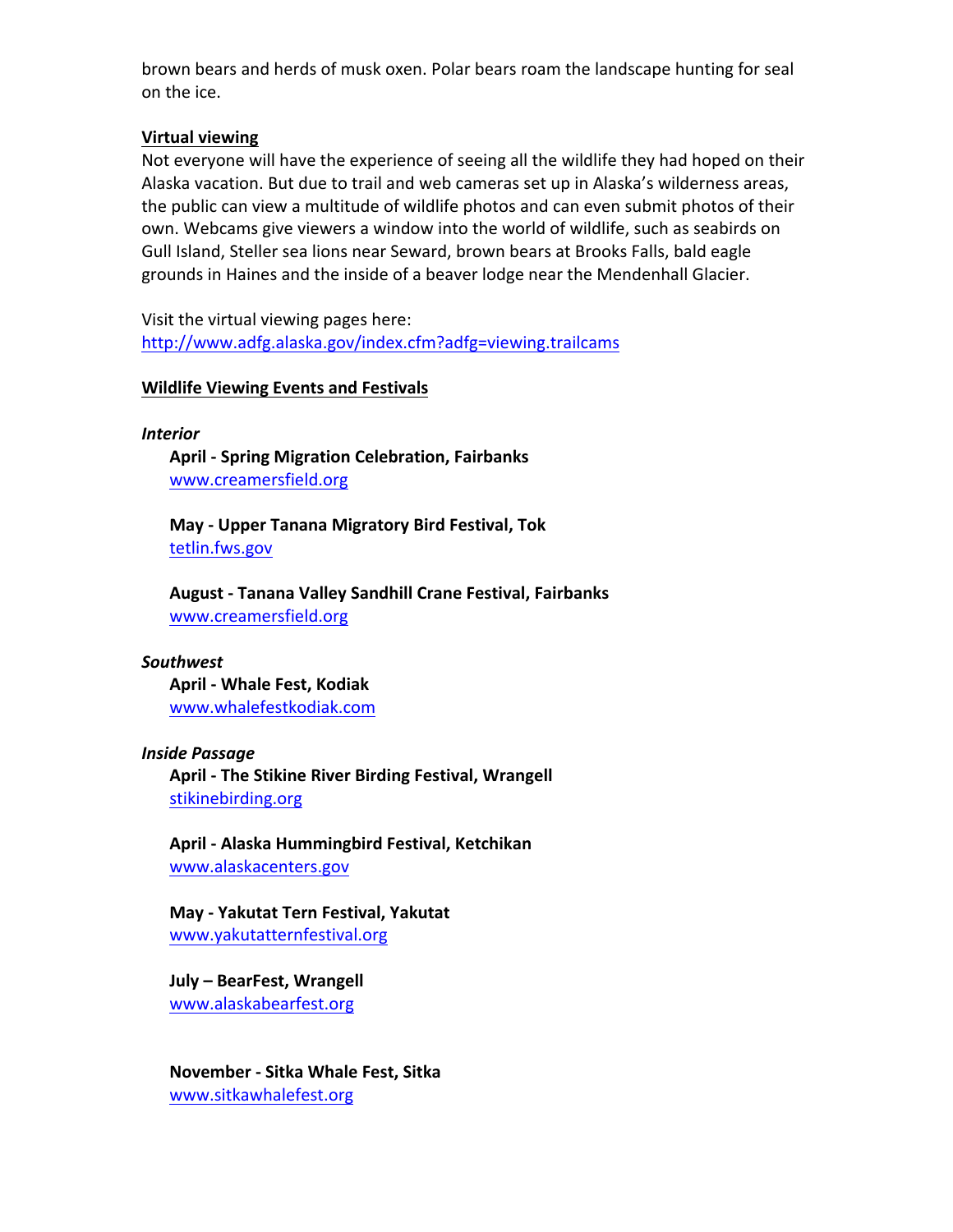brown bears and herds of musk oxen. Polar bears roam the landscape hunting for seal on the ice.

**Virtual viewing**

Not everyone will have the experience of seeing all the wildlife they had hoped on their Alaska vacation. But due to trail and web cameras set up in Alaska's wilderness areas, the public can view a multitude of wildlife photos and can even submit photos of their own. Webcams give viewers a window into the world of wildlife, such as seabirds on Gull Island, Steller sea lions near Seward, brown bears at Brooks Falls, bald eagle grounds in Haines and the inside of a beaver lodge near the Mendenhall Glacier.

Visit the virtual viewing pages here:
http://www.adfg.alaska.gov/index.cfm?adfg=viewing.trailcams

**Wildlife Viewing Events and Festivals**

***Interior***

**April - Spring Migration Celebration, Fairbanks**
www.creamersfield.org

**May - Upper Tanana Migratory Bird Festival, Tok**
tetlin.fws.gov

**August - Tanana Valley Sandhill Crane Festival, Fairbanks**
www.creamersfield.org

***Southwest***

**April - Whale Fest, Kodiak**
www.whalefestkodiak.com

***Inside Passage***

**April - The Stikine River Birding Festival, Wrangell**
stikinebirding.org

**April - Alaska Hummingbird Festival, Ketchikan**
www.alaskacenters.gov

**May - Yakutat Tern Festival, Yakutat**
www.yakutatternfestival.org

**July – BearFest, Wrangell**
www.alaskabearfest.org

**November - Sitka Whale Fest, Sitka**
www.sitkawhalefest.org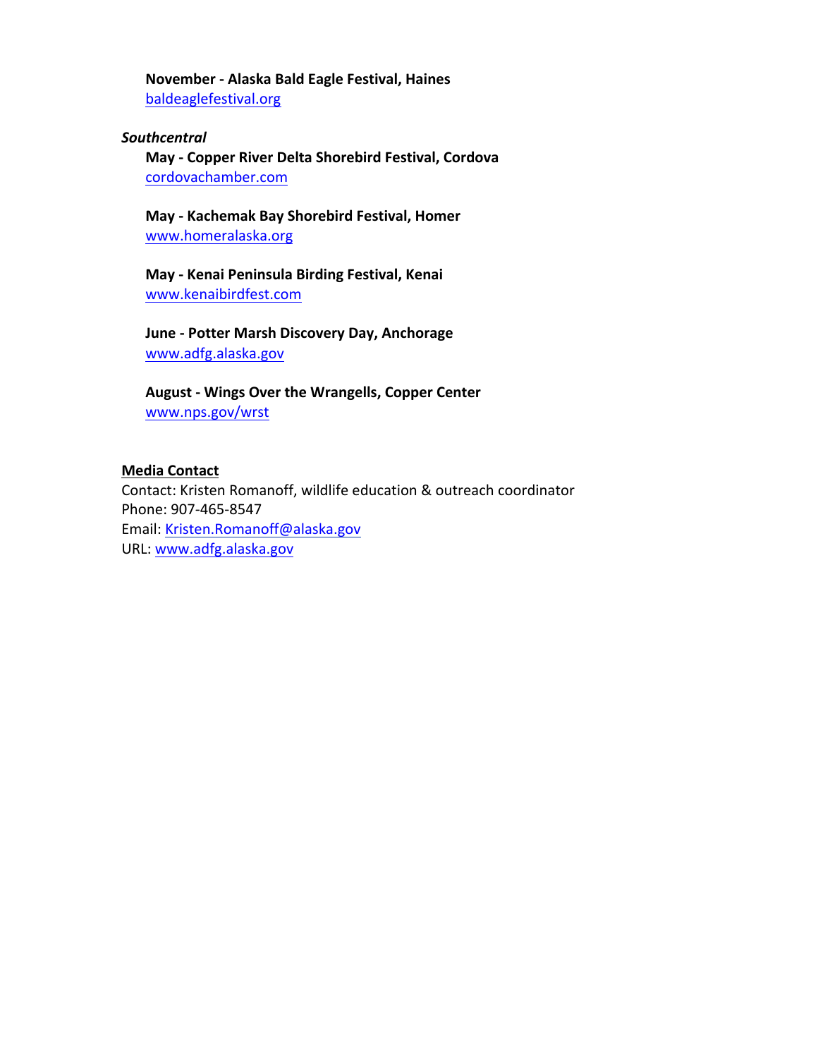**November - Alaska Bald Eagle Festival, Haines**
baldeaglefestival.org

*Southcentral*

**May - Copper River Delta Shorebird Festival, Cordova**
cordovachamber.com

**May - Kachemak Bay Shorebird Festival, Homer**
www.homeralaska.org

**May - Kenai Peninsula Birding Festival, Kenai**
www.kenaibirdfest.com

**June - Potter Marsh Discovery Day, Anchorage**
www.adfg.alaska.gov

**August - Wings Over the Wrangells, Copper Center**
www.nps.gov/wrst

**Media Contact**

Contact: Kristen Romanoff, wildlife education & outreach coordinator
Phone: 907-465-8547
Email: Kristen.Romanoff@alaska.gov
URL: www.adfg.alaska.gov